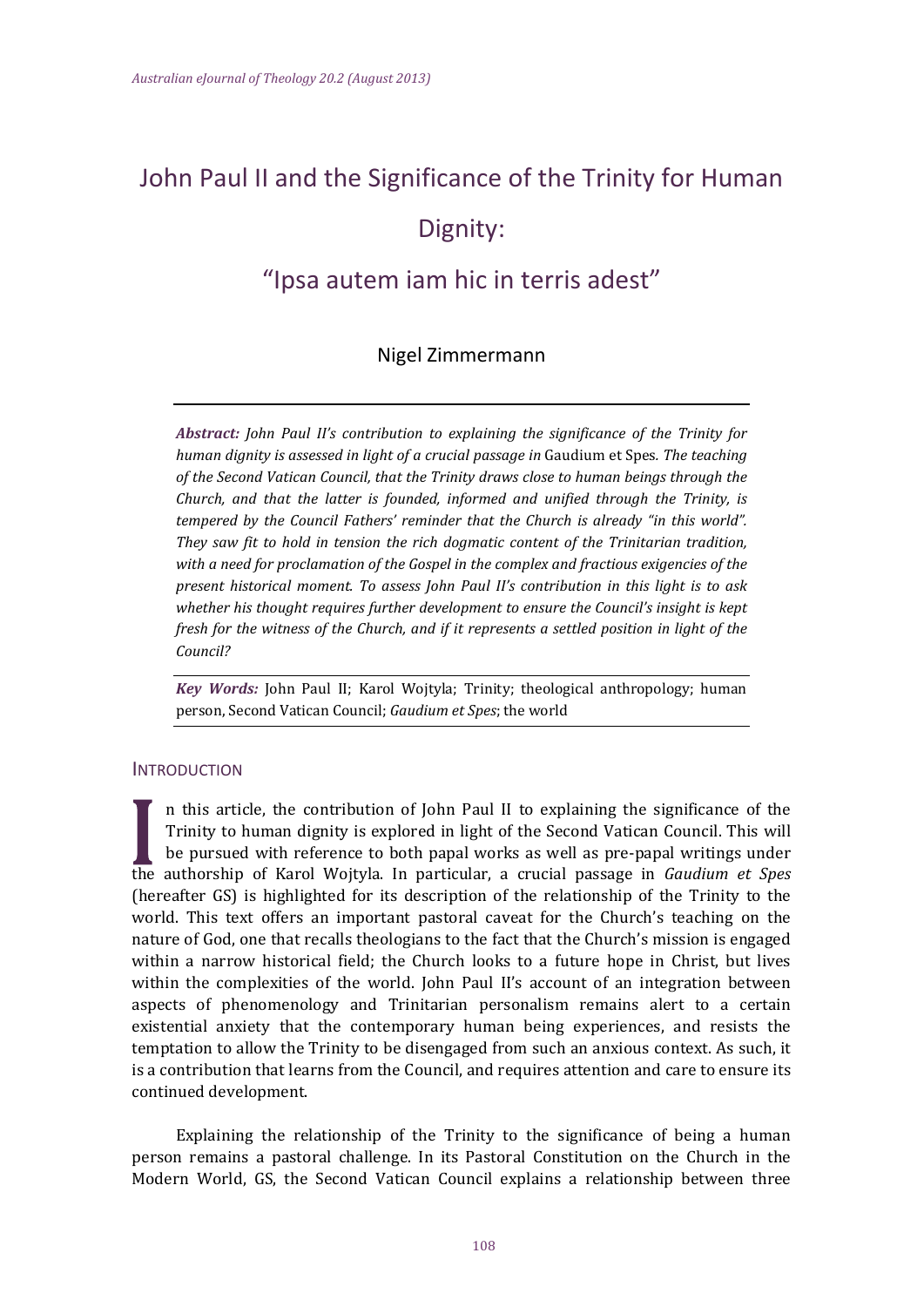# John Paul II and the Significance of the Trinity for Human Dignity:

## "Ipsa autem iam hic in terris adest"

Nigel Zimmermann

***Abstract:*** *John Paul II's contribution to explaining the significance of the Trinity for human dignity is assessed in light of a crucial passage in* Gaudium et Spes*. The teaching of the Second Vatican Council, that the Trinity draws close to human beings through the Church, and that the latter is founded, informed and unified through the Trinity, is tempered by the Council Fathers' reminder that the Church is already "in this world". They saw fit to hold in tension the rich dogmatic content of the Trinitarian tradition, with a need for proclamation of the Gospel in the complex and fractious exigencies of the present historical moment. To assess John Paul II's contribution in this light is to ask whether his thought requires further development to ensure the Council's insight is kept fresh for the witness of the Church, and if it represents a settled position in light of the Council?*

***Key Words:*** John Paul II; Karol Wojtyla; Trinity; theological anthropology; human person, Second Vatican Council; *Gaudium et Spes*; the world

## INTRODUCTION

In this article, the contribution of John Paul II to explaining the significance of the Trinity to human dignity is explored in light of the Second Vatican Council. This will be pursued with reference to both papal works as well as pre-papal writings under the authorship of Karol Wojtyla. In particular, a crucial passage in *Gaudium et Spes* (hereafter GS) is highlighted for its description of the relationship of the Trinity to the world. This text offers an important pastoral caveat for the Church's teaching on the nature of God, one that recalls theologians to the fact that the Church's mission is engaged within a narrow historical field; the Church looks to a future hope in Christ, but lives within the complexities of the world. John Paul II's account of an integration between aspects of phenomenology and Trinitarian personalism remains alert to a certain existential anxiety that the contemporary human being experiences, and resists the temptation to allow the Trinity to be disengaged from such an anxious context. As such, it is a contribution that learns from the Council, and requires attention and care to ensure its continued development.

Explaining the relationship of the Trinity to the significance of being a human person remains a pastoral challenge. In its Pastoral Constitution on the Church in the Modern World, GS, the Second Vatican Council explains a relationship between three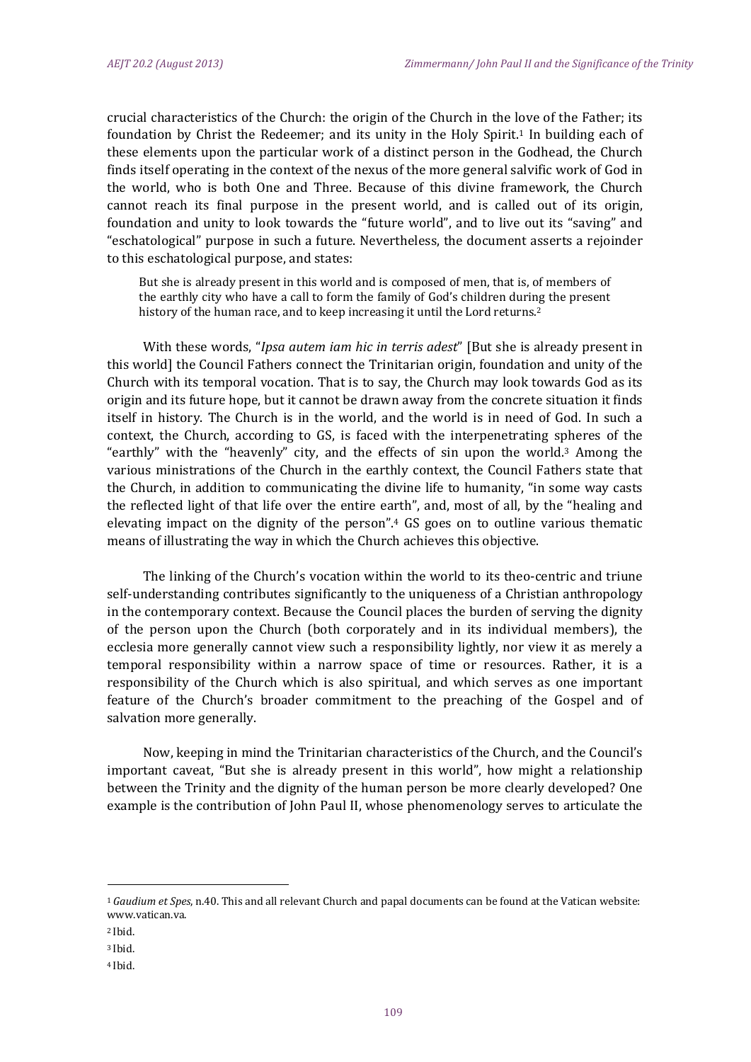crucial characteristics of the Church: the origin of the Church in the love of the Father; its foundation by Christ the Redeemer; and its unity in the Holy Spirit.[1] In building each of these elements upon the particular work of a distinct person in the Godhead, the Church finds itself operating in the context of the nexus of the more general salvific work of God in the world, who is both One and Three. Because of this divine framework, the Church cannot reach its final purpose in the present world, and is called out of its origin, foundation and unity to look towards the "future world", and to live out its "saving" and "eschatological" purpose in such a future. Nevertheless, the document asserts a rejoinder to this eschatological purpose, and states:

> But she is already present in this world and is composed of men, that is, of members of the earthly city who have a call to form the family of God's children during the present history of the human race, and to keep increasing it until the Lord returns.[2]

With these words, "*Ipsa autem iam hic in terris adest*" [But she is already present in this world] the Council Fathers connect the Trinitarian origin, foundation and unity of the Church with its temporal vocation. That is to say, the Church may look towards God as its origin and its future hope, but it cannot be drawn away from the concrete situation it finds itself in history. The Church is in the world, and the world is in need of God. In such a context, the Church, according to GS, is faced with the interpenetrating spheres of the "earthly" with the "heavenly" city, and the effects of sin upon the world.[3] Among the various ministrations of the Church in the earthly context, the Council Fathers state that the Church, in addition to communicating the divine life to humanity, "in some way casts the reflected light of that life over the entire earth", and, most of all, by the "healing and elevating impact on the dignity of the person".[4] GS goes on to outline various thematic means of illustrating the way in which the Church achieves this objective.

The linking of the Church's vocation within the world to its theo-centric and triune self-understanding contributes significantly to the uniqueness of a Christian anthropology in the contemporary context. Because the Council places the burden of serving the dignity of the person upon the Church (both corporately and in its individual members), the ecclesia more generally cannot view such a responsibility lightly, nor view it as merely a temporal responsibility within a narrow space of time or resources. Rather, it is a responsibility of the Church which is also spiritual, and which serves as one important feature of the Church's broader commitment to the preaching of the Gospel and of salvation more generally.

Now, keeping in mind the Trinitarian characteristics of the Church, and the Council's important caveat, "But she is already present in this world", how might a relationship between the Trinity and the dignity of the human person be more clearly developed? One example is the contribution of John Paul II, whose phenomenology serves to articulate the

---

[1] *Gaudium et Spes*, n.40. This and all relevant Church and papal documents can be found at the Vatican website: www.vatican.va.

[2] Ibid.

[3] Ibid.

[4] Ibid.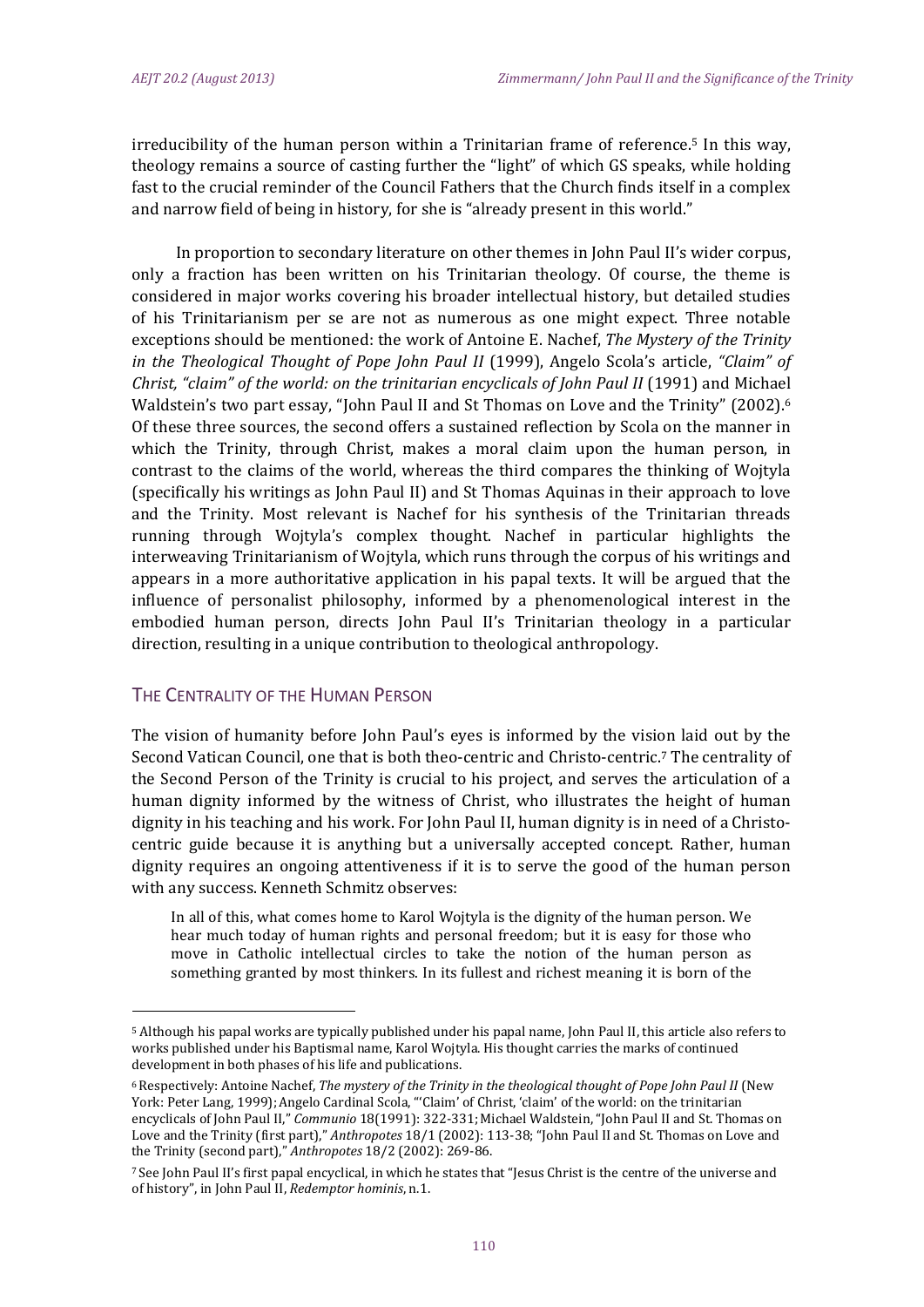irreducibility of the human person within a Trinitarian frame of reference.[5] In this way, theology remains a source of casting further the "light" of which GS speaks, while holding fast to the crucial reminder of the Council Fathers that the Church finds itself in a complex and narrow field of being in history, for she is "already present in this world."

In proportion to secondary literature on other themes in John Paul II's wider corpus, only a fraction has been written on his Trinitarian theology. Of course, the theme is considered in major works covering his broader intellectual history, but detailed studies of his Trinitarianism per se are not as numerous as one might expect. Three notable exceptions should be mentioned: the work of Antoine E. Nachef, *The Mystery of the Trinity in the Theological Thought of Pope John Paul II* (1999), Angelo Scola's article, *"Claim" of Christ, "claim" of the world: on the trinitarian encyclicals of John Paul II* (1991) and Michael Waldstein's two part essay, "John Paul II and St Thomas on Love and the Trinity" (2002).[6] Of these three sources, the second offers a sustained reflection by Scola on the manner in which the Trinity, through Christ, makes a moral claim upon the human person, in contrast to the claims of the world, whereas the third compares the thinking of Wojtyla (specifically his writings as John Paul II) and St Thomas Aquinas in their approach to love and the Trinity. Most relevant is Nachef for his synthesis of the Trinitarian threads running through Wojtyla's complex thought. Nachef in particular highlights the interweaving Trinitarianism of Wojtyla, which runs through the corpus of his writings and appears in a more authoritative application in his papal texts. It will be argued that the influence of personalist philosophy, informed by a phenomenological interest in the embodied human person, directs John Paul II's Trinitarian theology in a particular direction, resulting in a unique contribution to theological anthropology.

## The Centrality of the Human Person

The vision of humanity before John Paul's eyes is informed by the vision laid out by the Second Vatican Council, one that is both theo-centric and Christo-centric.[7] The centrality of the Second Person of the Trinity is crucial to his project, and serves the articulation of a human dignity informed by the witness of Christ, who illustrates the height of human dignity in his teaching and his work. For John Paul II, human dignity is in need of a Christo-centric guide because it is anything but a universally accepted concept. Rather, human dignity requires an ongoing attentiveness if it is to serve the good of the human person with any success. Kenneth Schmitz observes:

> In all of this, what comes home to Karol Wojtyla is the dignity of the human person. We hear much today of human rights and personal freedom; but it is easy for those who move in Catholic intellectual circles to take the notion of the human person as something granted by most thinkers. In its fullest and richest meaning it is born of the

---

[5] Although his papal works are typically published under his papal name, John Paul II, this article also refers to works published under his Baptismal name, Karol Wojtyla. His thought carries the marks of continued development in both phases of his life and publications.

[6] Respectively: Antoine Nachef, *The mystery of the Trinity in the theological thought of Pope John Paul II* (New York: Peter Lang, 1999); Angelo Cardinal Scola, "'Claim' of Christ, 'claim' of the world: on the trinitarian encyclicals of John Paul II," *Communio* 18(1991): 322-331; Michael Waldstein, "John Paul II and St. Thomas on Love and the Trinity (first part)," *Anthropotes* 18/1 (2002): 113-38; "John Paul II and St. Thomas on Love and the Trinity (second part)," *Anthropotes* 18/2 (2002): 269-86.

[7] See John Paul II's first papal encyclical, in which he states that "Jesus Christ is the centre of the universe and of history", in John Paul II, *Redemptor hominis*, n.1.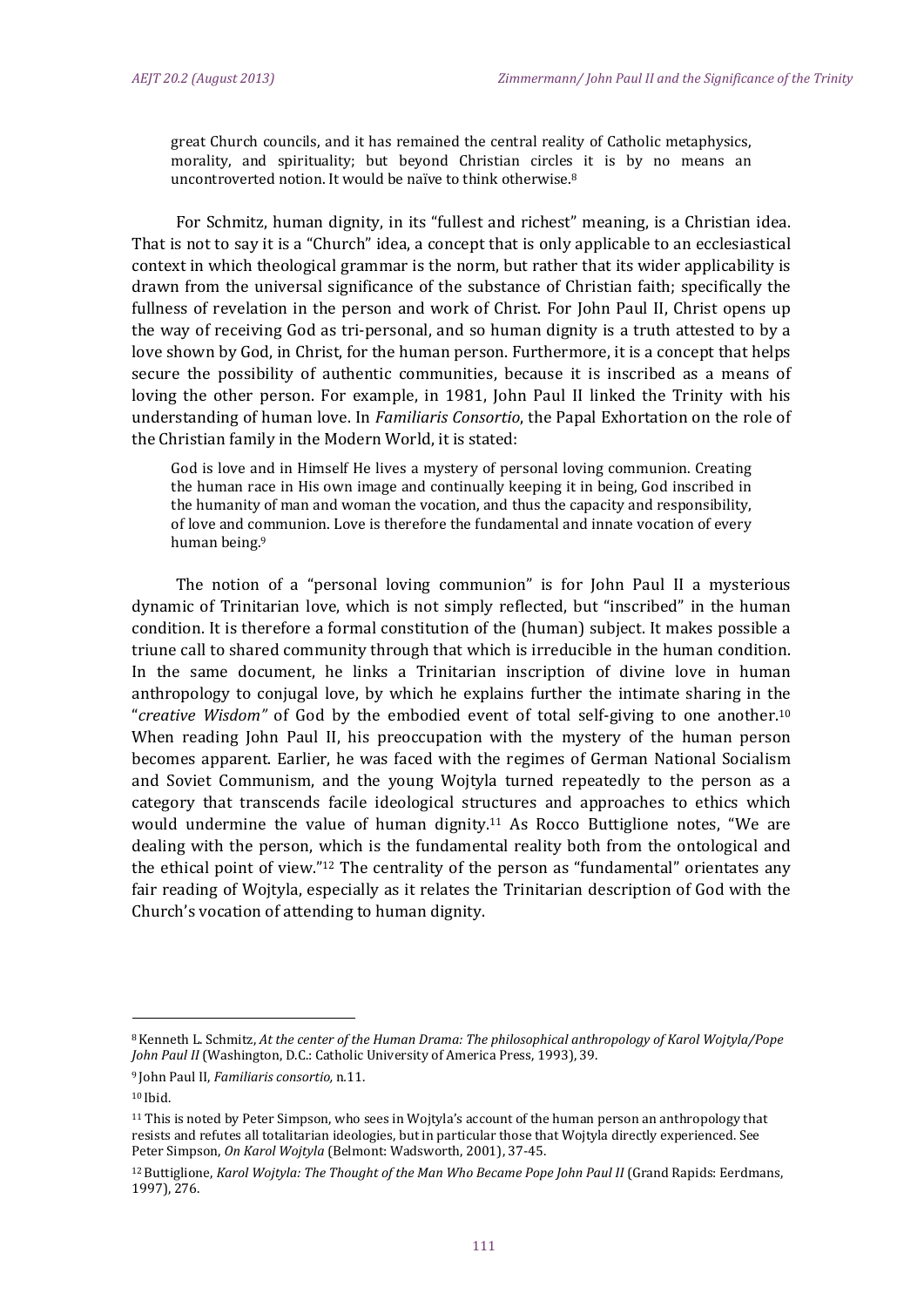great Church councils, and it has remained the central reality of Catholic metaphysics, morality, and spirituality; but beyond Christian circles it is by no means an uncontroverted notion. It would be naïve to think otherwise.[8]

For Schmitz, human dignity, in its "fullest and richest" meaning, is a Christian idea. That is not to say it is a "Church" idea, a concept that is only applicable to an ecclesiastical context in which theological grammar is the norm, but rather that its wider applicability is drawn from the universal significance of the substance of Christian faith; specifically the fullness of revelation in the person and work of Christ. For John Paul II, Christ opens up the way of receiving God as tri-personal, and so human dignity is a truth attested to by a love shown by God, in Christ, for the human person. Furthermore, it is a concept that helps secure the possibility of authentic communities, because it is inscribed as a means of loving the other person. For example, in 1981, John Paul II linked the Trinity with his understanding of human love. In *Familiaris Consortio*, the Papal Exhortation on the role of the Christian family in the Modern World, it is stated:

> God is love and in Himself He lives a mystery of personal loving communion. Creating the human race in His own image and continually keeping it in being, God inscribed in the humanity of man and woman the vocation, and thus the capacity and responsibility, of love and communion. Love is therefore the fundamental and innate vocation of every human being.[9]

The notion of a "personal loving communion" is for John Paul II a mysterious dynamic of Trinitarian love, which is not simply reflected, but "inscribed" in the human condition. It is therefore a formal constitution of the (human) subject. It makes possible a triune call to shared community through that which is irreducible in the human condition. In the same document, he links a Trinitarian inscription of divine love in human anthropology to conjugal love, by which he explains further the intimate sharing in the "*creative Wisdom"* of God by the embodied event of total self-giving to one another.[10] When reading John Paul II, his preoccupation with the mystery of the human person becomes apparent. Earlier, he was faced with the regimes of German National Socialism and Soviet Communism, and the young Wojtyla turned repeatedly to the person as a category that transcends facile ideological structures and approaches to ethics which would undermine the value of human dignity.[11] As Rocco Buttiglione notes, "We are dealing with the person, which is the fundamental reality both from the ontological and the ethical point of view."[12] The centrality of the person as "fundamental" orientates any fair reading of Wojtyla, especially as it relates the Trinitarian description of God with the Church's vocation of attending to human dignity.

---

[8] Kenneth L. Schmitz, *At the center of the Human Drama: The philosophical anthropology of Karol Wojtyla/Pope John Paul II* (Washington, D.C.: Catholic University of America Press, 1993), 39.

[9] John Paul II, *Familiaris consortio,* n.11.

[10] Ibid.

[11] This is noted by Peter Simpson, who sees in Wojtyla's account of the human person an anthropology that resists and refutes all totalitarian ideologies, but in particular those that Wojtyla directly experienced. See Peter Simpson, *On Karol Wojtyla* (Belmont: Wadsworth, 2001), 37-45.

[12] Buttiglione, *Karol Wojtyla: The Thought of the Man Who Became Pope John Paul II* (Grand Rapids: Eerdmans, 1997), 276.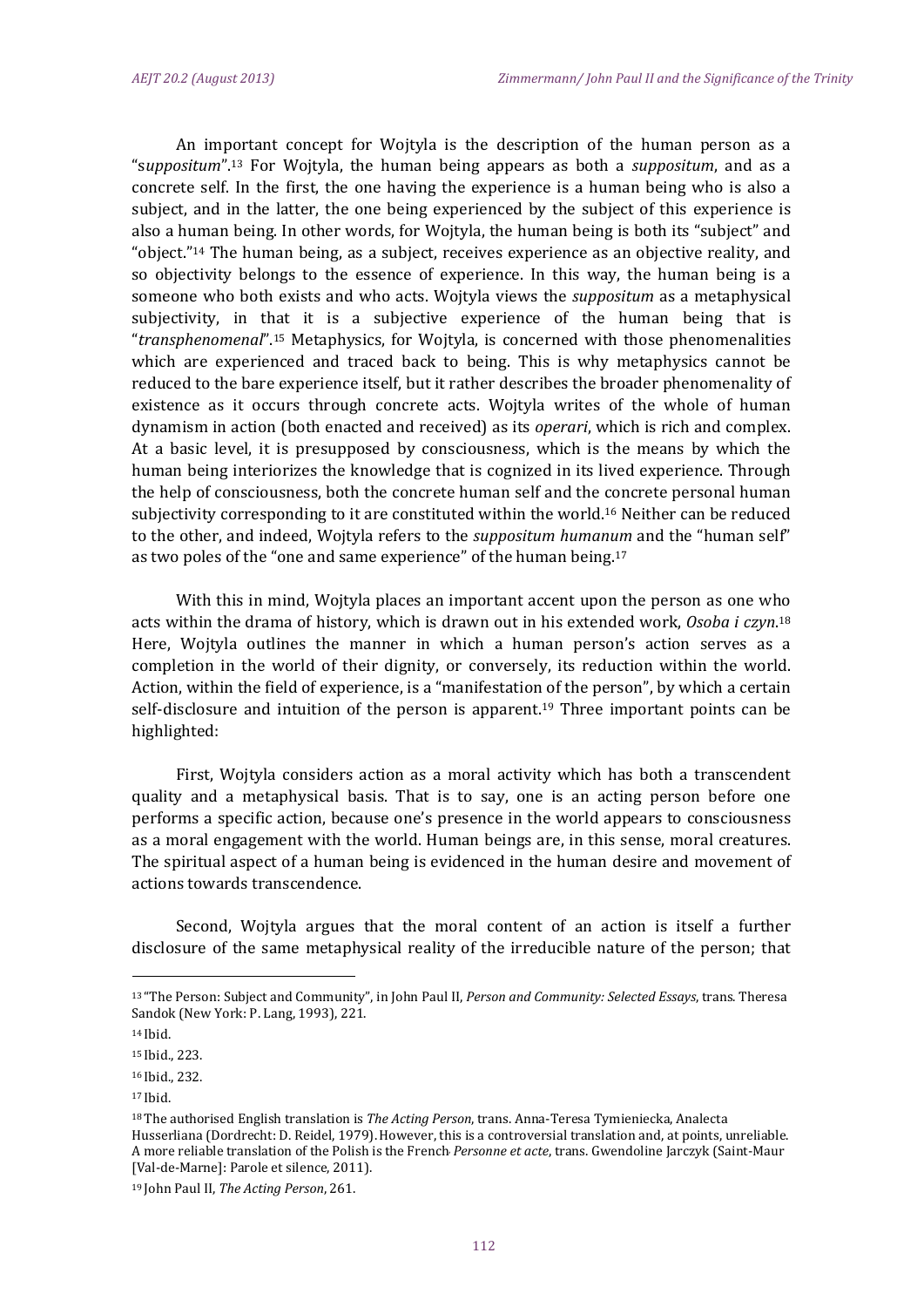An important concept for Wojtyla is the description of the human person as a "*suppositum*".[13] For Wojtyla, the human being appears as both a *suppositum*, and as a concrete self. In the first, the one having the experience is a human being who is also a subject, and in the latter, the one being experienced by the subject of this experience is also a human being. In other words, for Wojtyla, the human being is both its "subject" and "object."[14] The human being, as a subject, receives experience as an objective reality, and so objectivity belongs to the essence of experience. In this way, the human being is a someone who both exists and who acts. Wojtyla views the *suppositum* as a metaphysical subjectivity, in that it is a subjective experience of the human being that is "*transphenomenal*".[15] Metaphysics, for Wojtyla, is concerned with those phenomenalities which are experienced and traced back to being. This is why metaphysics cannot be reduced to the bare experience itself, but it rather describes the broader phenomenality of existence as it occurs through concrete acts. Wojtyla writes of the whole of human dynamism in action (both enacted and received) as its *operari*, which is rich and complex. At a basic level, it is presupposed by consciousness, which is the means by which the human being interiorizes the knowledge that is cognized in its lived experience. Through the help of consciousness, both the concrete human self and the concrete personal human subjectivity corresponding to it are constituted within the world.[16] Neither can be reduced to the other, and indeed, Wojtyla refers to the *suppositum humanum* and the "human self" as two poles of the "one and same experience" of the human being.[17]

With this in mind, Wojtyla places an important accent upon the person as one who acts within the drama of history, which is drawn out in his extended work, *Osoba i czyn*.[18] Here, Wojtyla outlines the manner in which a human person's action serves as a completion in the world of their dignity, or conversely, its reduction within the world. Action, within the field of experience, is a "manifestation of the person", by which a certain self-disclosure and intuition of the person is apparent.[19] Three important points can be highlighted:

First, Wojtyla considers action as a moral activity which has both a transcendent quality and a metaphysical basis. That is to say, one is an acting person before one performs a specific action, because one's presence in the world appears to consciousness as a moral engagement with the world. Human beings are, in this sense, moral creatures. The spiritual aspect of a human being is evidenced in the human desire and movement of actions towards transcendence.

Second, Wojtyla argues that the moral content of an action is itself a further disclosure of the same metaphysical reality of the irreducible nature of the person; that

---

[13] "The Person: Subject and Community", in John Paul II, *Person and Community: Selected Essays*, trans. Theresa Sandok (New York: P. Lang, 1993), 221.

[14] Ibid.

[15] Ibid., 223.

[16] Ibid., 232.

[17] Ibid.

[18] The authorised English translation is *The Acting Person*, trans. Anna-Teresa Tymieniecka, Analecta Husserliana (Dordrecht: D. Reidel, 1979). However, this is a controversial translation and, at points, unreliable. A more reliable translation of the Polish is the French *Personne et acte*, trans. Gwendoline Jarczyk (Saint-Maur [Val-de-Marne]: Parole et silence, 2011).

[19] John Paul II, *The Acting Person*, 261.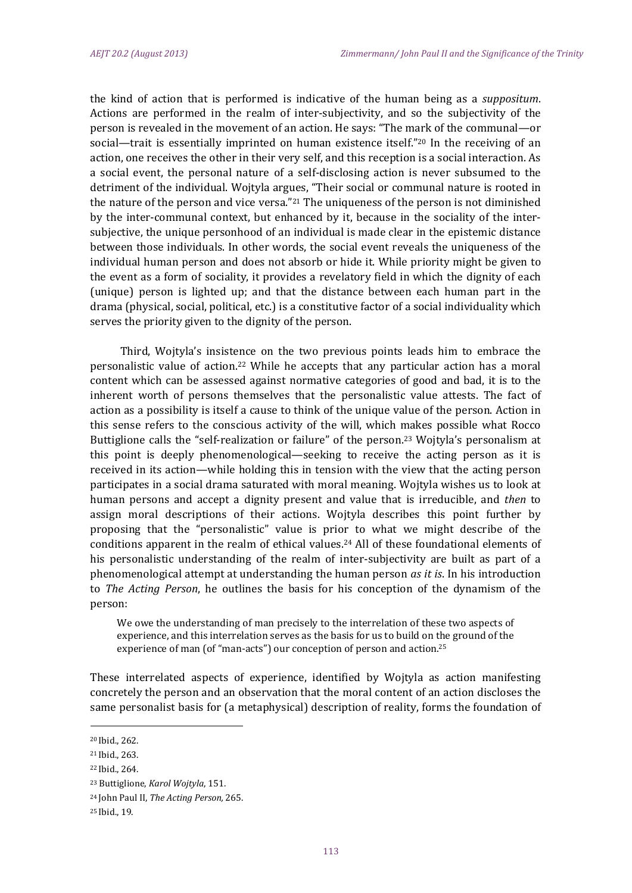the kind of action that is performed is indicative of the human being as a *suppositum*. Actions are performed in the realm of inter-subjectivity, and so the subjectivity of the person is revealed in the movement of an action. He says: "The mark of the communal—or social—trait is essentially imprinted on human existence itself."[20] In the receiving of an action, one receives the other in their very self, and this reception is a social interaction. As a social event, the personal nature of a self-disclosing action is never subsumed to the detriment of the individual. Wojtyla argues, "Their social or communal nature is rooted in the nature of the person and vice versa."[21] The uniqueness of the person is not diminished by the inter-communal context, but enhanced by it, because in the sociality of the inter-subjective, the unique personhood of an individual is made clear in the epistemic distance between those individuals. In other words, the social event reveals the uniqueness of the individual human person and does not absorb or hide it. While priority might be given to the event as a form of sociality, it provides a revelatory field in which the dignity of each (unique) person is lighted up; and that the distance between each human part in the drama (physical, social, political, etc.) is a constitutive factor of a social individuality which serves the priority given to the dignity of the person.

Third, Wojtyla's insistence on the two previous points leads him to embrace the personalistic value of action.[22] While he accepts that any particular action has a moral content which can be assessed against normative categories of good and bad, it is to the inherent worth of persons themselves that the personalistic value attests. The fact of action as a possibility is itself a cause to think of the unique value of the person. Action in this sense refers to the conscious activity of the will, which makes possible what Rocco Buttiglione calls the "self-realization or failure" of the person.[23] Wojtyla's personalism at this point is deeply phenomenological—seeking to receive the acting person as it is received in its action—while holding this in tension with the view that the acting person participates in a social drama saturated with moral meaning. Wojtyla wishes us to look at human persons and accept a dignity present and value that is irreducible, and *then* to assign moral descriptions of their actions. Wojtyla describes this point further by proposing that the "personalistic" value is prior to what we might describe of the conditions apparent in the realm of ethical values.[24] All of these foundational elements of his personalistic understanding of the realm of inter-subjectivity are built as part of a phenomenological attempt at understanding the human person *as it is*. In his introduction to *The Acting Person*, he outlines the basis for his conception of the dynamism of the person:

> We owe the understanding of man precisely to the interrelation of these two aspects of experience, and this interrelation serves as the basis for us to build on the ground of the experience of man (of "man-acts") our conception of person and action.[25]

These interrelated aspects of experience, identified by Wojtyla as action manifesting concretely the person and an observation that the moral content of an action discloses the same personalist basis for (a metaphysical) description of reality, forms the foundation of

---

[20] Ibid., 262.

[21] Ibid., 263.

[22] Ibid., 264.

[23] Buttiglione, *Karol Wojtyla*, 151.

[24] John Paul II, *The Acting Person*, 265.

[25] Ibid., 19.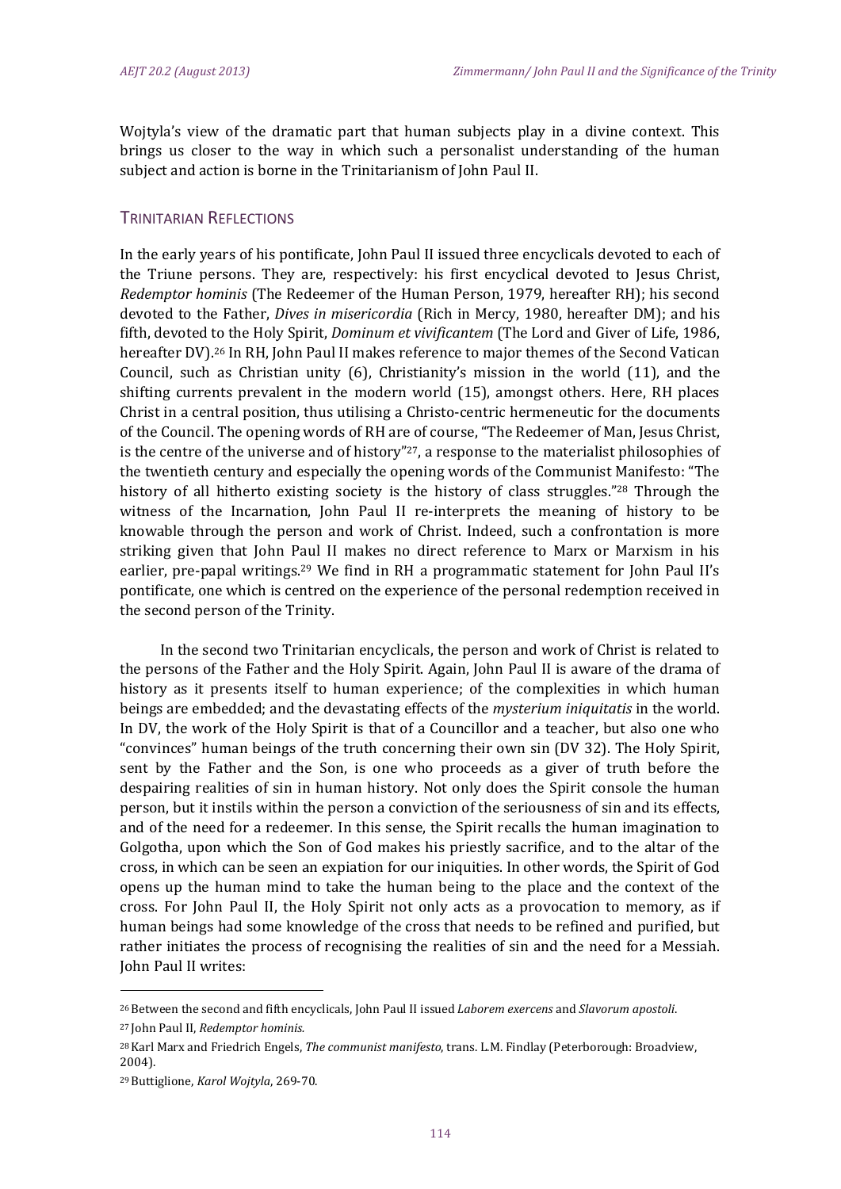Wojtyla's view of the dramatic part that human subjects play in a divine context. This brings us closer to the way in which such a personalist understanding of the human subject and action is borne in the Trinitarianism of John Paul II.

## TRINITARIAN REFLECTIONS

In the early years of his pontificate, John Paul II issued three encyclicals devoted to each of the Triune persons. They are, respectively: his first encyclical devoted to Jesus Christ, *Redemptor hominis* (The Redeemer of the Human Person, 1979, hereafter RH); his second devoted to the Father, *Dives in misericordia* (Rich in Mercy, 1980, hereafter DM); and his fifth, devoted to the Holy Spirit, *Dominum et vivificantem* (The Lord and Giver of Life, 1986, hereafter DV).[26] In RH, John Paul II makes reference to major themes of the Second Vatican Council, such as Christian unity (6), Christianity's mission in the world (11), and the shifting currents prevalent in the modern world (15), amongst others. Here, RH places Christ in a central position, thus utilising a Christo-centric hermeneutic for the documents of the Council. The opening words of RH are of course, "The Redeemer of Man, Jesus Christ, is the centre of the universe and of history"[27], a response to the materialist philosophies of the twentieth century and especially the opening words of the Communist Manifesto: "The history of all hitherto existing society is the history of class struggles."[28] Through the witness of the Incarnation, John Paul II re-interprets the meaning of history to be knowable through the person and work of Christ. Indeed, such a confrontation is more striking given that John Paul II makes no direct reference to Marx or Marxism in his earlier, pre-papal writings.[29] We find in RH a programmatic statement for John Paul II's pontificate, one which is centred on the experience of the personal redemption received in the second person of the Trinity.

In the second two Trinitarian encyclicals, the person and work of Christ is related to the persons of the Father and the Holy Spirit. Again, John Paul II is aware of the drama of history as it presents itself to human experience; of the complexities in which human beings are embedded; and the devastating effects of the *mysterium iniquitatis* in the world. In DV, the work of the Holy Spirit is that of a Councillor and a teacher, but also one who "convinces" human beings of the truth concerning their own sin (DV 32). The Holy Spirit, sent by the Father and the Son, is one who proceeds as a giver of truth before the despairing realities of sin in human history. Not only does the Spirit console the human person, but it instils within the person a conviction of the seriousness of sin and its effects, and of the need for a redeemer. In this sense, the Spirit recalls the human imagination to Golgotha, upon which the Son of God makes his priestly sacrifice, and to the altar of the cross, in which can be seen an expiation for our iniquities. In other words, the Spirit of God opens up the human mind to take the human being to the place and the context of the cross. For John Paul II, the Holy Spirit not only acts as a provocation to memory, as if human beings had some knowledge of the cross that needs to be refined and purified, but rather initiates the process of recognising the realities of sin and the need for a Messiah. John Paul II writes:

---

[26] Between the second and fifth encyclicals, John Paul II issued *Laborem exercens* and *Slavorum apostoli*.

[27] John Paul II, *Redemptor hominis*.

[28] Karl Marx and Friedrich Engels, *The communist manifesto*, trans. L.M. Findlay (Peterborough: Broadview, 2004).

[29] Buttiglione, *Karol Wojtyla*, 269-70.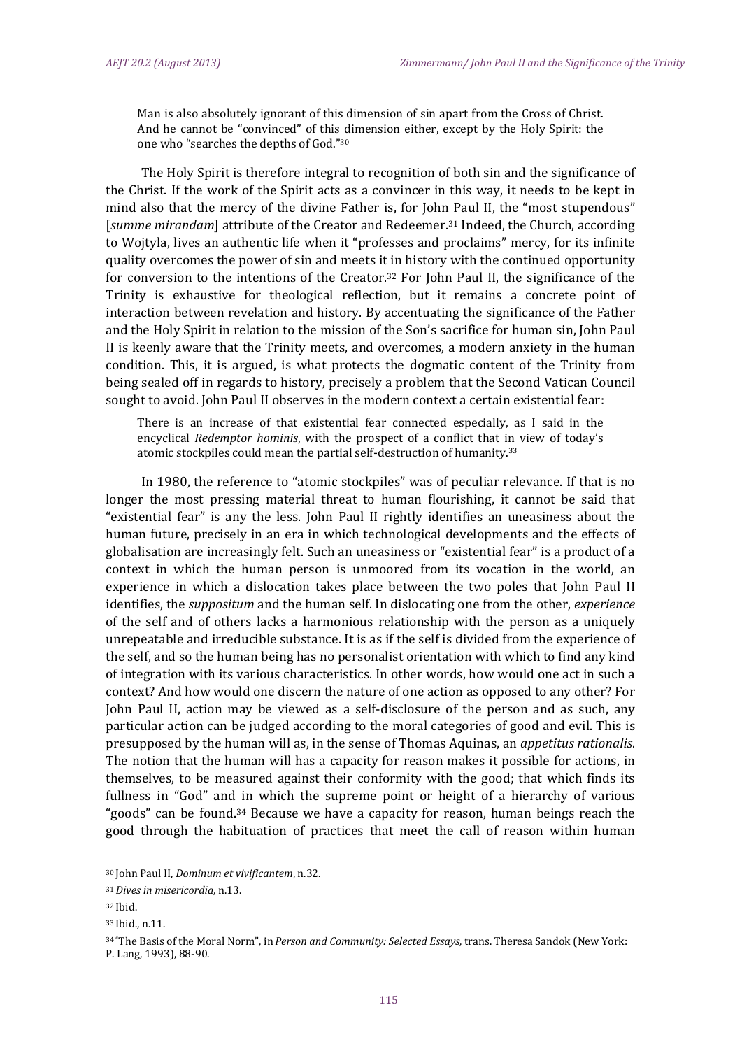> Man is also absolutely ignorant of this dimension of sin apart from the Cross of Christ. And he cannot be "convinced" of this dimension either, except by the Holy Spirit: the one who "searches the depths of God."[30]

The Holy Spirit is therefore integral to recognition of both sin and the significance of the Christ. If the work of the Spirit acts as a convincer in this way, it needs to be kept in mind also that the mercy of the divine Father is, for John Paul II, the "most stupendous" [*summe mirandam*] attribute of the Creator and Redeemer.[31] Indeed, the Church, according to Wojtyla, lives an authentic life when it "professes and proclaims" mercy, for its infinite quality overcomes the power of sin and meets it in history with the continued opportunity for conversion to the intentions of the Creator.[32] For John Paul II, the significance of the Trinity is exhaustive for theological reflection, but it remains a concrete point of interaction between revelation and history. By accentuating the significance of the Father and the Holy Spirit in relation to the mission of the Son's sacrifice for human sin, John Paul II is keenly aware that the Trinity meets, and overcomes, a modern anxiety in the human condition. This, it is argued, is what protects the dogmatic content of the Trinity from being sealed off in regards to history, precisely a problem that the Second Vatican Council sought to avoid. John Paul II observes in the modern context a certain existential fear:

> There is an increase of that existential fear connected especially, as I said in the encyclical *Redemptor hominis*, with the prospect of a conflict that in view of today's atomic stockpiles could mean the partial self-destruction of humanity.[33]

In 1980, the reference to "atomic stockpiles" was of peculiar relevance. If that is no longer the most pressing material threat to human flourishing, it cannot be said that "existential fear" is any the less. John Paul II rightly identifies an uneasiness about the human future, precisely in an era in which technological developments and the effects of globalisation are increasingly felt. Such an uneasiness or "existential fear" is a product of a context in which the human person is unmoored from its vocation in the world, an experience in which a dislocation takes place between the two poles that John Paul II identifies, the *suppositum* and the human self. In dislocating one from the other, *experience* of the self and of others lacks a harmonious relationship with the person as a uniquely unrepeatable and irreducible substance. It is as if the self is divided from the experience of the self, and so the human being has no personalist orientation with which to find any kind of integration with its various characteristics. In other words, how would one act in such a context? And how would one discern the nature of one action as opposed to any other? For John Paul II, action may be viewed as a self-disclosure of the person and as such, any particular action can be judged according to the moral categories of good and evil. This is presupposed by the human will as, in the sense of Thomas Aquinas, an *appetitus rationalis*. The notion that the human will has a capacity for reason makes it possible for actions, in themselves, to be measured against their conformity with the good; that which finds its fullness in "God" and in which the supreme point or height of a hierarchy of various "goods" can be found.[34] Because we have a capacity for reason, human beings reach the good through the habituation of practices that meet the call of reason within human

---

[30] John Paul II, *Dominum et vivificantem*, n.32.

[31] *Dives in misericordia*, n.13.

[32] Ibid.

[33] Ibid., n.11.

[34] "The Basis of the Moral Norm", in *Person and Community: Selected Essays*, trans. Theresa Sandok (New York: P. Lang, 1993), 88-90.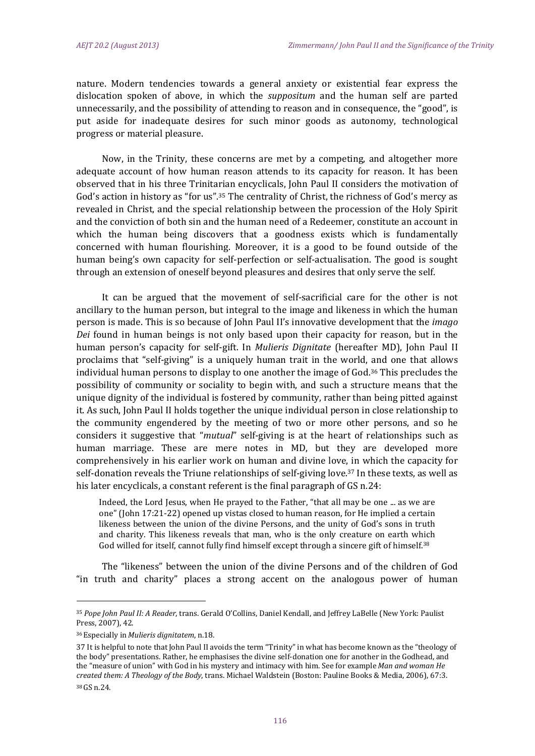nature. Modern tendencies towards a general anxiety or existential fear express the dislocation spoken of above, in which the *suppositum* and the human self are parted unnecessarily, and the possibility of attending to reason and in consequence, the "good", is put aside for inadequate desires for such minor goods as autonomy, technological progress or material pleasure.

Now, in the Trinity, these concerns are met by a competing, and altogether more adequate account of how human reason attends to its capacity for reason. It has been observed that in his three Trinitarian encyclicals, John Paul II considers the motivation of God's action in history as "for us".[35] The centrality of Christ, the richness of God's mercy as revealed in Christ, and the special relationship between the procession of the Holy Spirit and the conviction of both sin and the human need of a Redeemer, constitute an account in which the human being discovers that a goodness exists which is fundamentally concerned with human flourishing. Moreover, it is a good to be found outside of the human being's own capacity for self-perfection or self-actualisation. The good is sought through an extension of oneself beyond pleasures and desires that only serve the self.

It can be argued that the movement of self-sacrificial care for the other is not ancillary to the human person, but integral to the image and likeness in which the human person is made. This is so because of John Paul II's innovative development that the *imago Dei* found in human beings is not only based upon their capacity for reason, but in the human person's capacity for self-gift. In *Mulieris Dignitate* (hereafter MD), John Paul II proclaims that "self-giving" is a uniquely human trait in the world, and one that allows individual human persons to display to one another the image of God.[36] This precludes the possibility of community or sociality to begin with, and such a structure means that the unique dignity of the individual is fostered by community, rather than being pitted against it. As such, John Paul II holds together the unique individual person in close relationship to the community engendered by the meeting of two or more other persons, and so he considers it suggestive that "*mutual*" self-giving is at the heart of relationships such as human marriage. These are mere notes in MD, but they are developed more comprehensively in his earlier work on human and divine love, in which the capacity for self-donation reveals the Triune relationships of self-giving love.[37] In these texts, as well as his later encyclicals, a constant referent is the final paragraph of GS n.24:

> Indeed, the Lord Jesus, when He prayed to the Father, "that all may be one ... as we are one" (John 17:21-22) opened up vistas closed to human reason, for He implied a certain likeness between the union of the divine Persons, and the unity of God's sons in truth and charity. This likeness reveals that man, who is the only creature on earth which God willed for itself, cannot fully find himself except through a sincere gift of himself.[38]

The "likeness" between the union of the divine Persons and of the children of God "in truth and charity" places a strong accent on the analogous power of human

---

[35] *Pope John Paul II: A Reader*, trans. Gerald O'Collins, Daniel Kendall, and Jeffrey LaBelle (New York: Paulist Press, 2007), 42.

[36] Especially in *Mulieris dignitatem*, n.18.

[37] It is helpful to note that John Paul II avoids the term "Trinity" in what has become known as the "theology of the body" presentations. Rather, he emphasises the divine self-donation one for another in the Godhead, and the "measure of union" with God in his mystery and intimacy with him. See for example *Man and woman He created them: A Theology of the Body*, trans. Michael Waldstein (Boston: Pauline Books & Media, 2006), 67:3.

[38] GS n.24.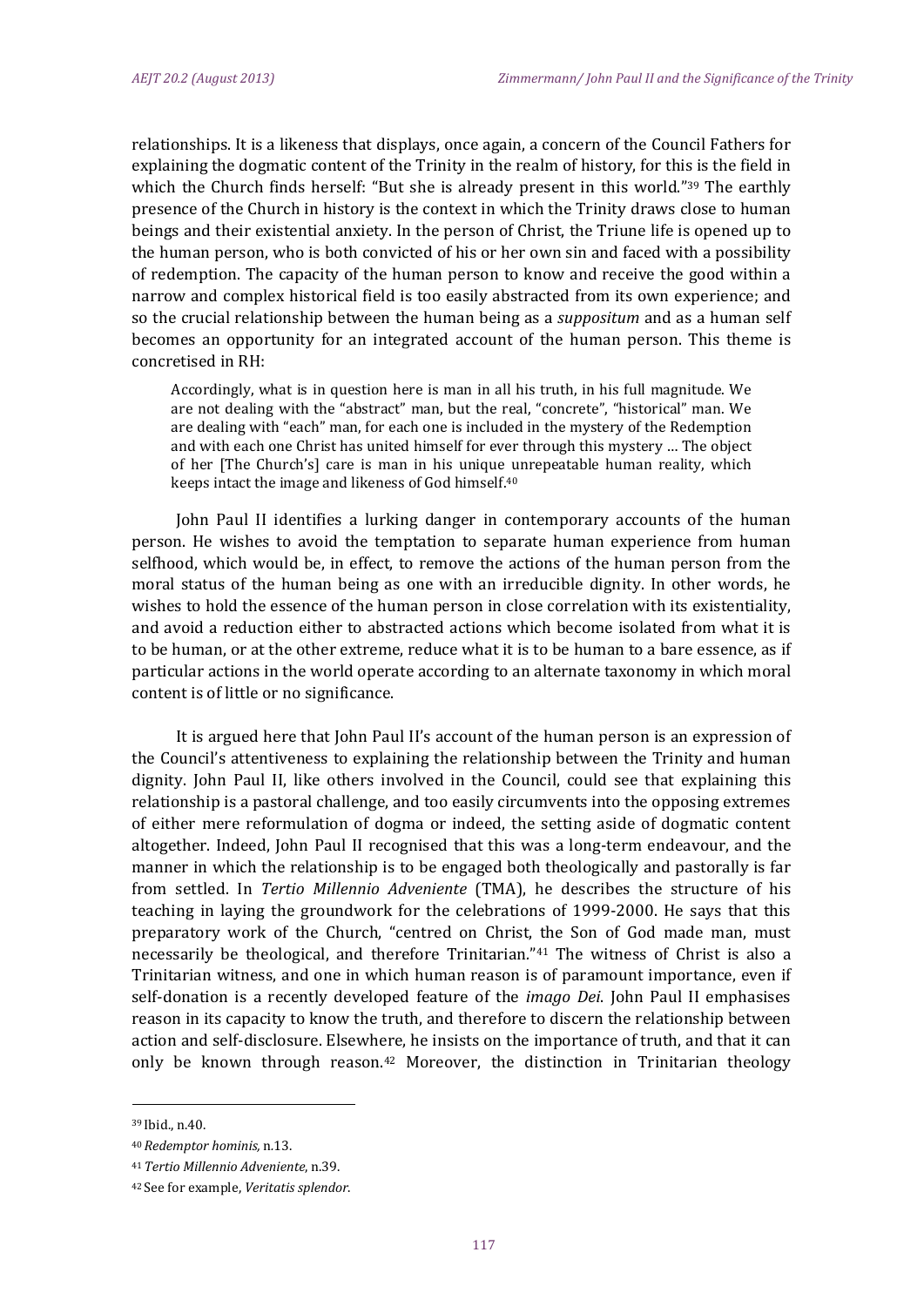relationships. It is a likeness that displays, once again, a concern of the Council Fathers for explaining the dogmatic content of the Trinity in the realm of history, for this is the field in which the Church finds herself: "But she is already present in this world."[39] The earthly presence of the Church in history is the context in which the Trinity draws close to human beings and their existential anxiety. In the person of Christ, the Triune life is opened up to the human person, who is both convicted of his or her own sin and faced with a possibility of redemption. The capacity of the human person to know and receive the good within a narrow and complex historical field is too easily abstracted from its own experience; and so the crucial relationship between the human being as a *suppositum* and as a human self becomes an opportunity for an integrated account of the human person. This theme is concretised in RH:

> Accordingly, what is in question here is man in all his truth, in his full magnitude. We are not dealing with the "abstract" man, but the real, "concrete", "historical" man. We are dealing with "each" man, for each one is included in the mystery of the Redemption and with each one Christ has united himself for ever through this mystery … The object of her [The Church's] care is man in his unique unrepeatable human reality, which keeps intact the image and likeness of God himself.[40]

John Paul II identifies a lurking danger in contemporary accounts of the human person. He wishes to avoid the temptation to separate human experience from human selfhood, which would be, in effect, to remove the actions of the human person from the moral status of the human being as one with an irreducible dignity. In other words, he wishes to hold the essence of the human person in close correlation with its existentiality, and avoid a reduction either to abstracted actions which become isolated from what it is to be human, or at the other extreme, reduce what it is to be human to a bare essence, as if particular actions in the world operate according to an alternate taxonomy in which moral content is of little or no significance.

It is argued here that John Paul II's account of the human person is an expression of the Council's attentiveness to explaining the relationship between the Trinity and human dignity. John Paul II, like others involved in the Council, could see that explaining this relationship is a pastoral challenge, and too easily circumvents into the opposing extremes of either mere reformulation of dogma or indeed, the setting aside of dogmatic content altogether. Indeed, John Paul II recognised that this was a long-term endeavour, and the manner in which the relationship is to be engaged both theologically and pastorally is far from settled. In *Tertio Millennio Adveniente* (TMA), he describes the structure of his teaching in laying the groundwork for the celebrations of 1999-2000. He says that this preparatory work of the Church, "centred on Christ, the Son of God made man, must necessarily be theological, and therefore Trinitarian."[41] The witness of Christ is also a Trinitarian witness, and one in which human reason is of paramount importance, even if self-donation is a recently developed feature of the *imago Dei*. John Paul II emphasises reason in its capacity to know the truth, and therefore to discern the relationship between action and self-disclosure. Elsewhere, he insists on the importance of truth, and that it can only be known through reason.[42] Moreover, the distinction in Trinitarian theology

---

[39] Ibid., n.40.

[40] *Redemptor hominis,* n.13.

[41] *Tertio Millennio Adveniente*, n.39.

[42] See for example, *Veritatis splendor*.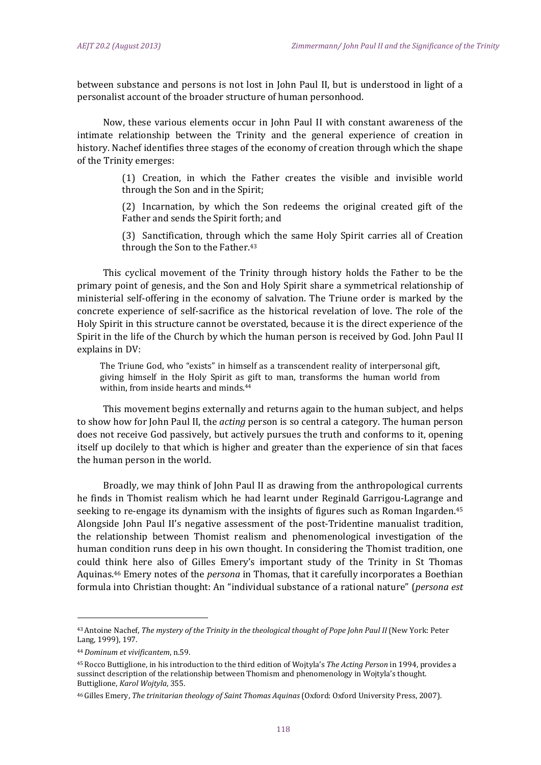between substance and persons is not lost in John Paul II, but is understood in light of a personalist account of the broader structure of human personhood.

Now, these various elements occur in John Paul II with constant awareness of the intimate relationship between the Trinity and the general experience of creation in history. Nachef identifies three stages of the economy of creation through which the shape of the Trinity emerges:

> (1) Creation, in which the Father creates the visible and invisible world through the Son and in the Spirit;
>
> (2) Incarnation, by which the Son redeems the original created gift of the Father and sends the Spirit forth; and
>
> (3) Sanctification, through which the same Holy Spirit carries all of Creation through the Son to the Father.[43]

This cyclical movement of the Trinity through history holds the Father to be the primary point of genesis, and the Son and Holy Spirit share a symmetrical relationship of ministerial self-offering in the economy of salvation. The Triune order is marked by the concrete experience of self-sacrifice as the historical revelation of love. The role of the Holy Spirit in this structure cannot be overstated, because it is the direct experience of the Spirit in the life of the Church by which the human person is received by God. John Paul II explains in DV:

> The Triune God, who "exists" in himself as a transcendent reality of interpersonal gift, giving himself in the Holy Spirit as gift to man, transforms the human world from within, from inside hearts and minds.[44]

This movement begins externally and returns again to the human subject, and helps to show how for John Paul II, the *acting* person is so central a category. The human person does not receive God passively, but actively pursues the truth and conforms to it, opening itself up docilely to that which is higher and greater than the experience of sin that faces the human person in the world.

Broadly, we may think of John Paul II as drawing from the anthropological currents he finds in Thomist realism which he had learnt under Reginald Garrigou-Lagrange and seeking to re-engage its dynamism with the insights of figures such as Roman Ingarden.[45] Alongside John Paul II's negative assessment of the post-Tridentine manualist tradition, the relationship between Thomist realism and phenomenological investigation of the human condition runs deep in his own thought. In considering the Thomist tradition, one could think here also of Gilles Emery's important study of the Trinity in St Thomas Aquinas.[46] Emery notes of the *persona* in Thomas, that it carefully incorporates a Boethian formula into Christian thought: An "individual substance of a rational nature" (*persona est*

---

[43] Antoine Nachef, *The mystery of the Trinity in the theological thought of Pope John Paul II* (New York: Peter Lang, 1999), 197.

[44] *Dominum et vivificantem*, n.59.

[45] Rocco Buttiglione, in his introduction to the third edition of Wojtyla's *The Acting Person* in 1994, provides a sussinct description of the relationship between Thomism and phenomenology in Wojtyla's thought. Buttiglione, *Karol Wojtyla*, 355.

[46] Gilles Emery, *The trinitarian theology of Saint Thomas Aquinas* (Oxford: Oxford University Press, 2007).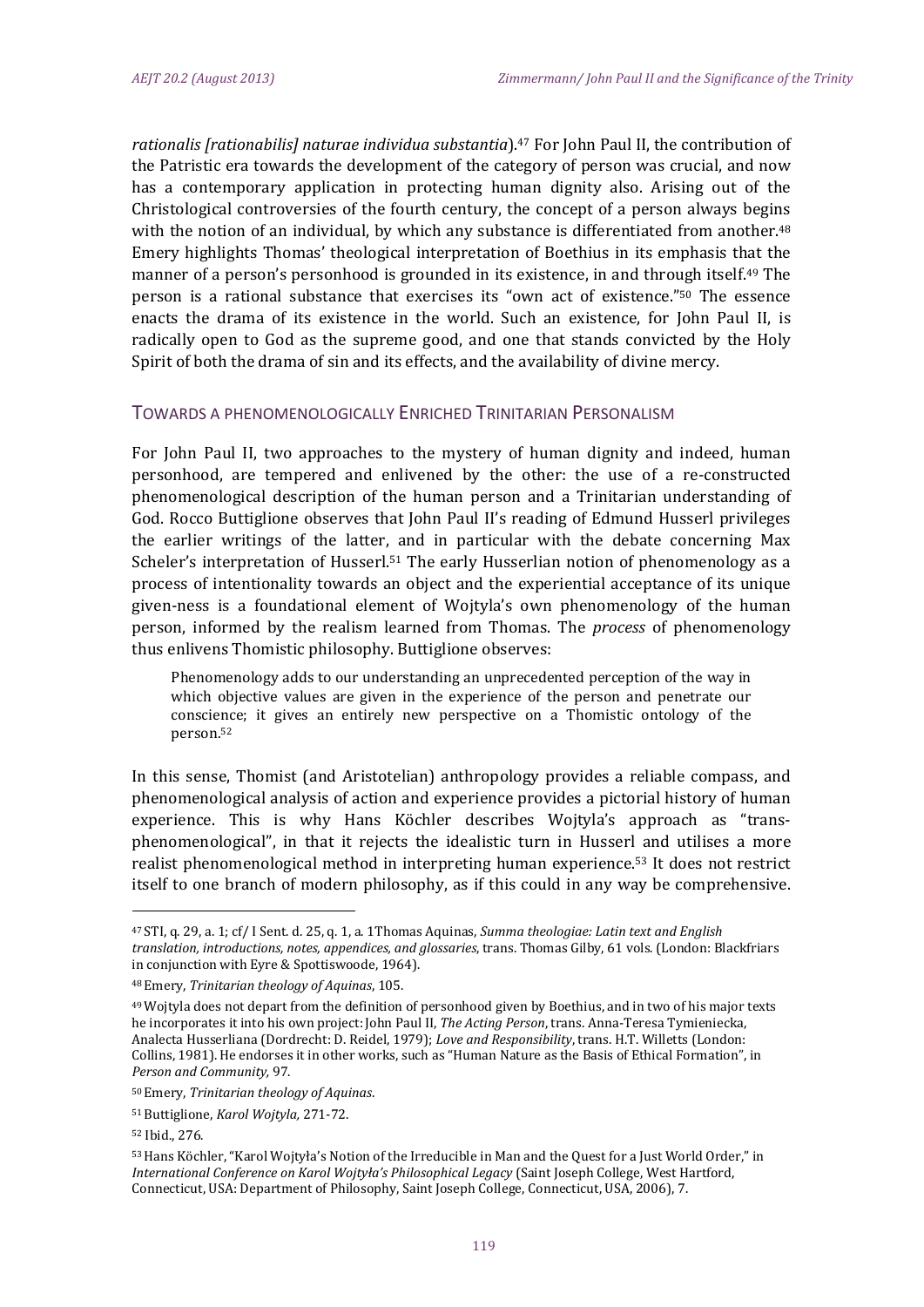*rationalis [rationabilis] naturae individua substantia*).[47] For John Paul II, the contribution of the Patristic era towards the development of the category of person was crucial, and now has a contemporary application in protecting human dignity also. Arising out of the Christological controversies of the fourth century, the concept of a person always begins with the notion of an individual, by which any substance is differentiated from another.[48] Emery highlights Thomas' theological interpretation of Boethius in its emphasis that the manner of a person's personhood is grounded in its existence, in and through itself.[49] The person is a rational substance that exercises its "own act of existence."[50] The essence enacts the drama of its existence in the world. Such an existence, for John Paul II, is radically open to God as the supreme good, and one that stands convicted by the Holy Spirit of both the drama of sin and its effects, and the availability of divine mercy.

## Towards a Phenomenologically Enriched Trinitarian Personalism

For John Paul II, two approaches to the mystery of human dignity and indeed, human personhood, are tempered and enlivened by the other: the use of a re-constructed phenomenological description of the human person and a Trinitarian understanding of God. Rocco Buttiglione observes that John Paul II's reading of Edmund Husserl privileges the earlier writings of the latter, and in particular with the debate concerning Max Scheler's interpretation of Husserl.[51] The early Husserlian notion of phenomenology as a process of intentionality towards an object and the experiential acceptance of its unique given-ness is a foundational element of Wojtyla's own phenomenology of the human person, informed by the realism learned from Thomas. The *process* of phenomenology thus enlivens Thomistic philosophy. Buttiglione observes:

> Phenomenology adds to our understanding an unprecedented perception of the way in which objective values are given in the experience of the person and penetrate our conscience; it gives an entirely new perspective on a Thomistic ontology of the person.[52]

In this sense, Thomist (and Aristotelian) anthropology provides a reliable compass, and phenomenological analysis of action and experience provides a pictorial history of human experience. This is why Hans Köchler describes Wojtyla's approach as "trans-phenomenological", in that it rejects the idealistic turn in Husserl and utilises a more realist phenomenological method in interpreting human experience.[53] It does not restrict itself to one branch of modern philosophy, as if this could in any way be comprehensive.

---

[47] STI, q. 29, a. 1; cf/ I Sent. d. 25, q. 1, a. 1Thomas Aquinas, *Summa theologiae: Latin text and English translation, introductions, notes, appendices, and glossaries*, trans. Thomas Gilby, 61 vols. (London: Blackfriars in conjunction with Eyre & Spottiswoode, 1964).

[48] Emery, *Trinitarian theology of Aquinas*, 105.

[49] Wojtyla does not depart from the definition of personhood given by Boethius, and in two of his major texts he incorporates it into his own project: John Paul II, *The Acting Person*, trans. Anna-Teresa Tymieniecka, Analecta Husserliana (Dordrecht: D. Reidel, 1979); *Love and Responsibility*, trans. H.T. Willetts (London: Collins, 1981). He endorses it in other works, such as "Human Nature as the Basis of Ethical Formation", in *Person and Community,* 97.

[50] Emery, *Trinitarian theology of Aquinas*.

[51] Buttiglione, *Karol Wojtyla,* 271-72.

[52] Ibid., 276.

[53] Hans Köchler, "Karol Wojtyła's Notion of the Irreducible in Man and the Quest for a Just World Order," in *International Conference on Karol Wojtyła's Philosophical Legacy* (Saint Joseph College, West Hartford, Connecticut, USA: Department of Philosophy, Saint Joseph College, Connecticut, USA, 2006), 7.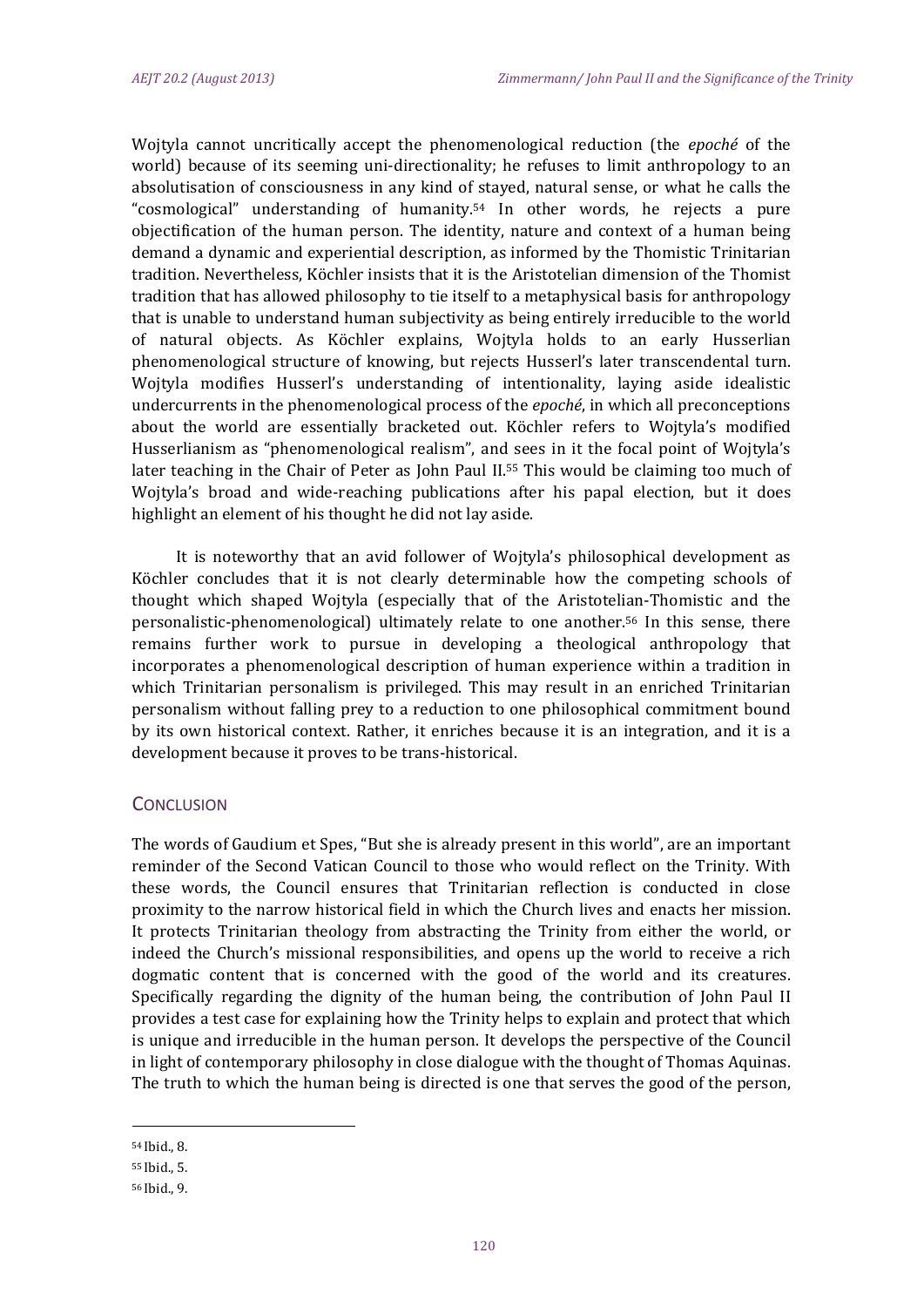Wojtyla cannot uncritically accept the phenomenological reduction (the *epoché* of the world) because of its seeming uni-directionality; he refuses to limit anthropology to an absolutisation of consciousness in any kind of stayed, natural sense, or what he calls the "cosmological" understanding of humanity.[54] In other words, he rejects a pure objectification of the human person. The identity, nature and context of a human being demand a dynamic and experiential description, as informed by the Thomistic Trinitarian tradition. Nevertheless, Köchler insists that it is the Aristotelian dimension of the Thomist tradition that has allowed philosophy to tie itself to a metaphysical basis for anthropology that is unable to understand human subjectivity as being entirely irreducible to the world of natural objects. As Köchler explains, Wojtyla holds to an early Husserlian phenomenological structure of knowing, but rejects Husserl's later transcendental turn. Wojtyla modifies Husserl's understanding of intentionality, laying aside idealistic undercurrents in the phenomenological process of the *epoché*, in which all preconceptions about the world are essentially bracketed out. Köchler refers to Wojtyla's modified Husserlianism as "phenomenological realism", and sees in it the focal point of Wojtyla's later teaching in the Chair of Peter as John Paul II.[55] This would be claiming too much of Wojtyla's broad and wide-reaching publications after his papal election, but it does highlight an element of his thought he did not lay aside.

It is noteworthy that an avid follower of Wojtyla's philosophical development as Köchler concludes that it is not clearly determinable how the competing schools of thought which shaped Wojtyla (especially that of the Aristotelian-Thomistic and the personalistic-phenomenological) ultimately relate to one another.[56] In this sense, there remains further work to pursue in developing a theological anthropology that incorporates a phenomenological description of human experience within a tradition in which Trinitarian personalism is privileged. This may result in an enriched Trinitarian personalism without falling prey to a reduction to one philosophical commitment bound by its own historical context. Rather, it enriches because it is an integration, and it is a development because it proves to be trans-historical.

## Conclusion

The words of Gaudium et Spes, "But she is already present in this world", are an important reminder of the Second Vatican Council to those who would reflect on the Trinity. With these words, the Council ensures that Trinitarian reflection is conducted in close proximity to the narrow historical field in which the Church lives and enacts her mission. It protects Trinitarian theology from abstracting the Trinity from either the world, or indeed the Church's missional responsibilities, and opens up the world to receive a rich dogmatic content that is concerned with the good of the world and its creatures. Specifically regarding the dignity of the human being, the contribution of John Paul II provides a test case for explaining how the Trinity helps to explain and protect that which is unique and irreducible in the human person. It develops the perspective of the Council in light of contemporary philosophy in close dialogue with the thought of Thomas Aquinas. The truth to which the human being is directed is one that serves the good of the person,

---

[54] Ibid., 8.

[55] Ibid., 5.

[56] Ibid., 9.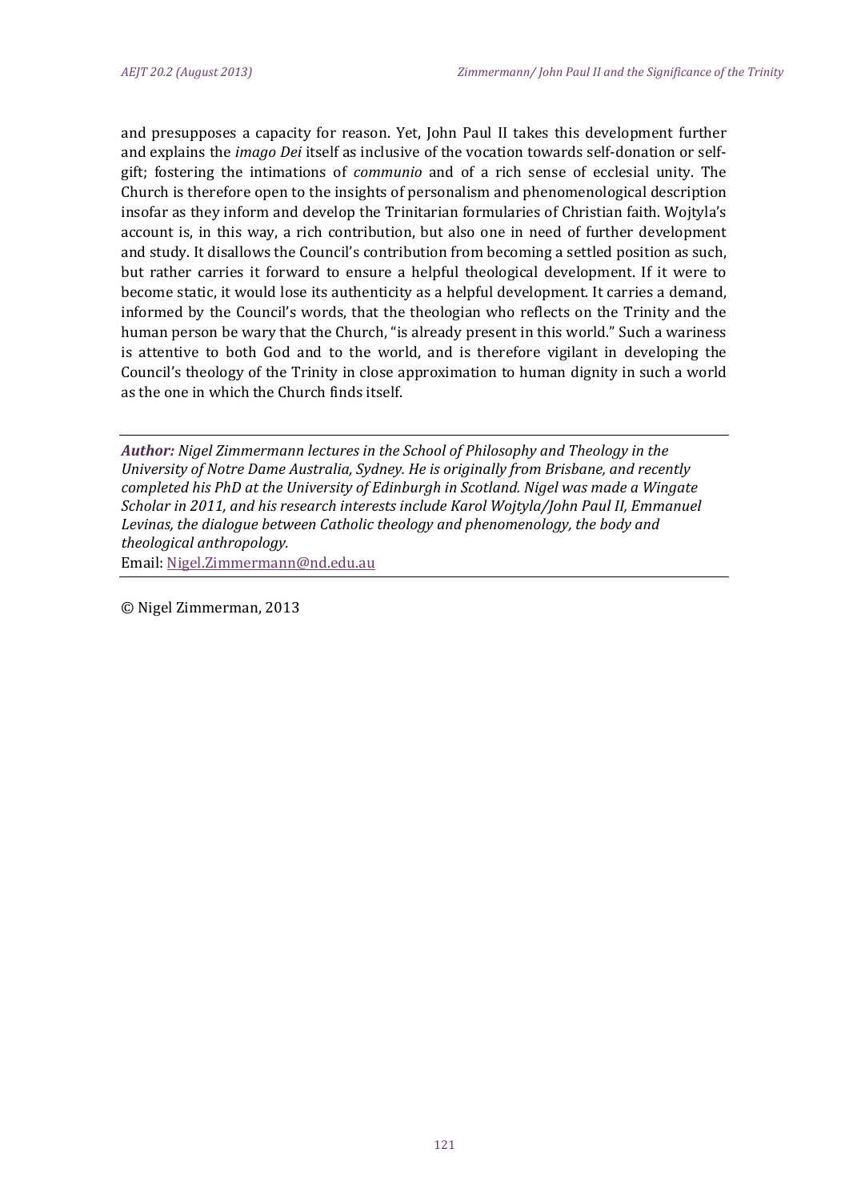and presupposes a capacity for reason. Yet, John Paul II takes this development further and explains the *imago Dei* itself as inclusive of the vocation towards self-donation or self-gift; fostering the intimations of *communio* and of a rich sense of ecclesial unity. The Church is therefore open to the insights of personalism and phenomenological description insofar as they inform and develop the Trinitarian formularies of Christian faith. Wojtyla's account is, in this way, a rich contribution, but also one in need of further development and study. It disallows the Council's contribution from becoming a settled position as such, but rather carries it forward to ensure a helpful theological development. If it were to become static, it would lose its authenticity as a helpful development. It carries a demand, informed by the Council's words, that the theologian who reflects on the Trinity and the human person be wary that the Church, "is already present in this world." Such a wariness is attentive to both God and to the world, and is therefore vigilant in developing the Council's theology of the Trinity in close approximation to human dignity in such a world as the one in which the Church finds itself.

---

***Author:*** *Nigel Zimmermann lectures in the School of Philosophy and Theology in the University of Notre Dame Australia, Sydney. He is originally from Brisbane, and recently completed his PhD at the University of Edinburgh in Scotland. Nigel was made a Wingate Scholar in 2011, and his research interests include Karol Wojtyla/John Paul II, Emmanuel Levinas, the dialogue between Catholic theology and phenomenology, the body and theological anthropology.*

Email: Nigel.Zimmermann@nd.edu.au

---

© Nigel Zimmerman, 2013